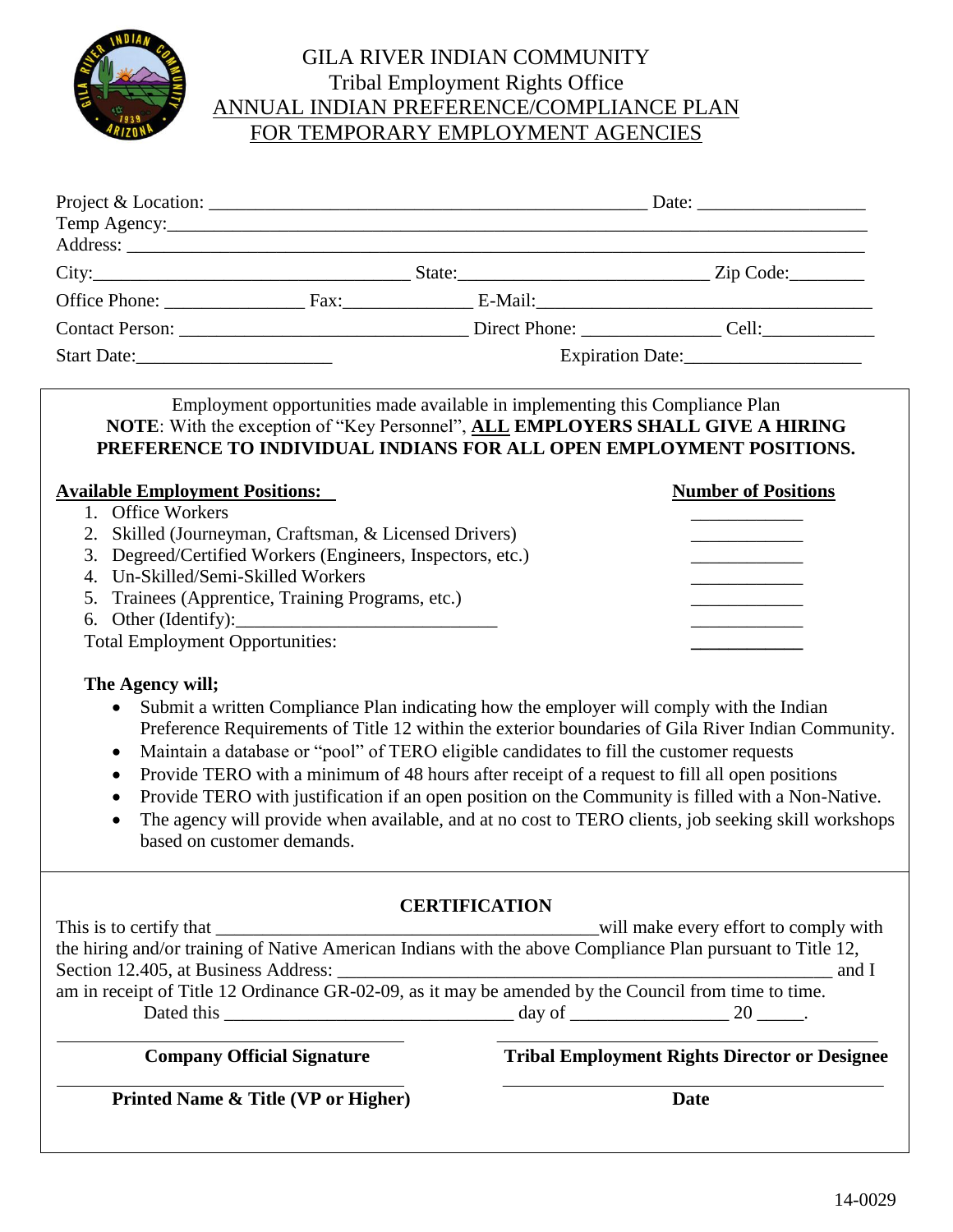# GILA RIVER INDIAN COMMUNITY

## Tribal Employment Rights Office

## ANNUAL INDIAN PREFERENCE/COMPLIANCE PLAN FOR TEMPORARY EMPLOYMENT AGENCIES

Project & Location: ______________________________________________ Date: _________________

Temp Agency: ____________________________________________________________________________

Address: ________________________________________________________________________________

City: __________________________________ State: ___________________________ Zip Code: ________

Office Phone: _______________ Fax: ______________ E-Mail: ___________________________________

Contact Person: ______________________________ Direct Phone: ______________ Cell: ____________

Start Date: _____________________ Expiration Date: ___________________

Employment opportunities made available in implementing this Compliance Plan

**NOTE**: With the exception of "Key Personnel", **ALL EMPLOYERS SHALL GIVE A HIRING PREFERENCE TO INDIVIDUAL INDIANS FOR ALL OPEN EMPLOYMENT POSITIONS.**

| **Available Employment Positions:** | **Number of Positions** |
|---|---|
| 1. Office Workers | ____________ |
| 2. Skilled (Journeyman, Craftsman, & Licensed Drivers) | ____________ |
| 3. Degreed/Certified Workers (Engineers, Inspectors, etc.) | ____________ |
| 4. Un-Skilled/Semi-Skilled Workers | ____________ |
| 5. Trainees (Apprentice, Training Programs, etc.) | ____________ |
| 6. Other (Identify): ____________________________ | ____________ |
| Total Employment Opportunities: | ____________ |

**The Agency will;**

- Submit a written Compliance Plan indicating how the employer will comply with the Indian Preference Requirements of Title 12 within the exterior boundaries of Gila River Indian Community.
- Maintain a database or "pool" of TERO eligible candidates to fill the customer requests
- Provide TERO with a minimum of 48 hours after receipt of a request to fill all open positions
- Provide TERO with justification if an open position on the Community is filled with a Non-Native.
- The agency will provide when available, and at no cost to TERO clients, job seeking skill workshops based on customer demands.

### CERTIFICATION

This is to certify that __________________________________________ will make every effort to comply with the hiring and/or training of Native American Indians with the above Compliance Plan pursuant to Title 12, Section 12.405, at Business Address: _______________________________________________________ and I am in receipt of Title 12 Ordinance GR-02-09, as it may be amended by the Council from time to time.

Dated this _______________________________ day of ________________ 20 _____.

| ______________________________ | ______________________________ |
|---|---|
| **Company Official Signature** | **Tribal Employment Rights Director or Designee** |
| ______________________________ | ______________________________ |
| **Printed Name & Title (VP or Higher)** | **Date** |

14-0029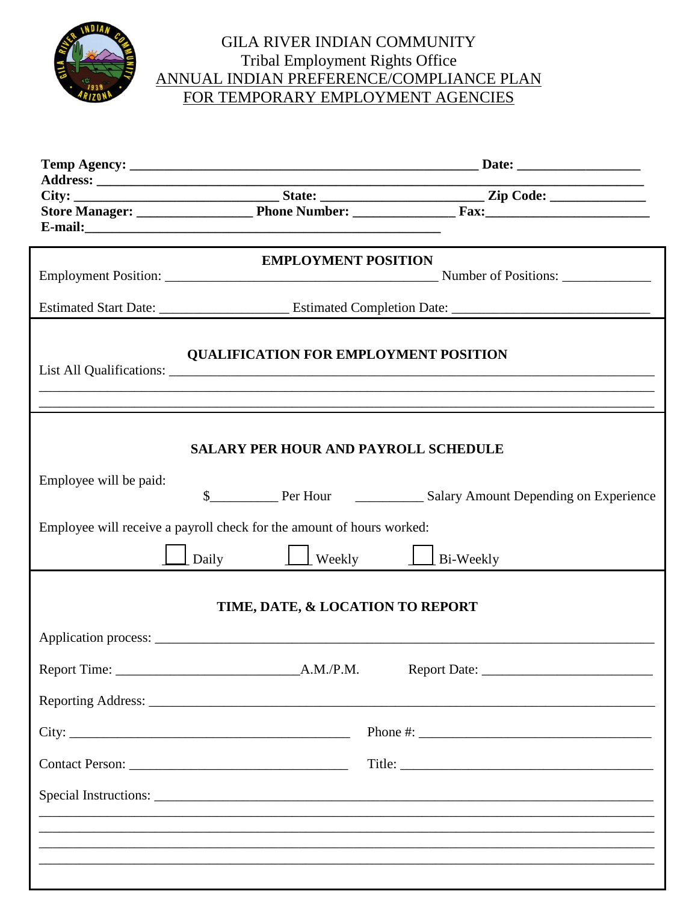GILA RIVER INDIAN COMMUNITY
Tribal Employment Rights Office
ANNUAL INDIAN PREFERENCE/COMPLIANCE PLAN
FOR TEMPORARY EMPLOYMENT AGENCIES

**Temp Agency:** ____________________________________________________ **Date:** __________________
**Address:** ________________________________________________________________________________
**City:** ______________________________ **State:** ________________________ **Zip Code:** ______________
**Store Manager:** _________________ **Phone Number:** _______________ **Fax:**________________________
**E-mail:**______________________________________________________

## EMPLOYMENT POSITION

Employment Position: _________________________________________ Number of Positions: _____________

Estimated Start Date: ___________________ Estimated Completion Date: _____________________________

## QUALIFICATION FOR EMPLOYMENT POSITION

List All Qualifications: _____________________________________________________________________
_____________________________________________________________________________________________
_____________________________________________________________________________________________

## SALARY PER HOUR AND PAYROLL SCHEDULE

Employee will be paid:

$__________ Per Hour     __________ Salary Amount Depending on Experience

Employee will receive a payroll check for the amount of hours worked:

☐ Daily     ☐ Weekly     ☐ Bi-Weekly

## TIME, DATE, & LOCATION TO REPORT

Application process: ________________________________________________________________________

Report Time: ___________________________A.M./P.M.     Report Date: _________________________

Reporting Address: __________________________________________________________________________

City: __________________________________________     Phone #: ___________________________________

Contact Person: ________________________________     Title: _____________________________________

Special Instructions: ________________________________________________________________________
_____________________________________________________________________________________________
_____________________________________________________________________________________________
_____________________________________________________________________________________________
_____________________________________________________________________________________________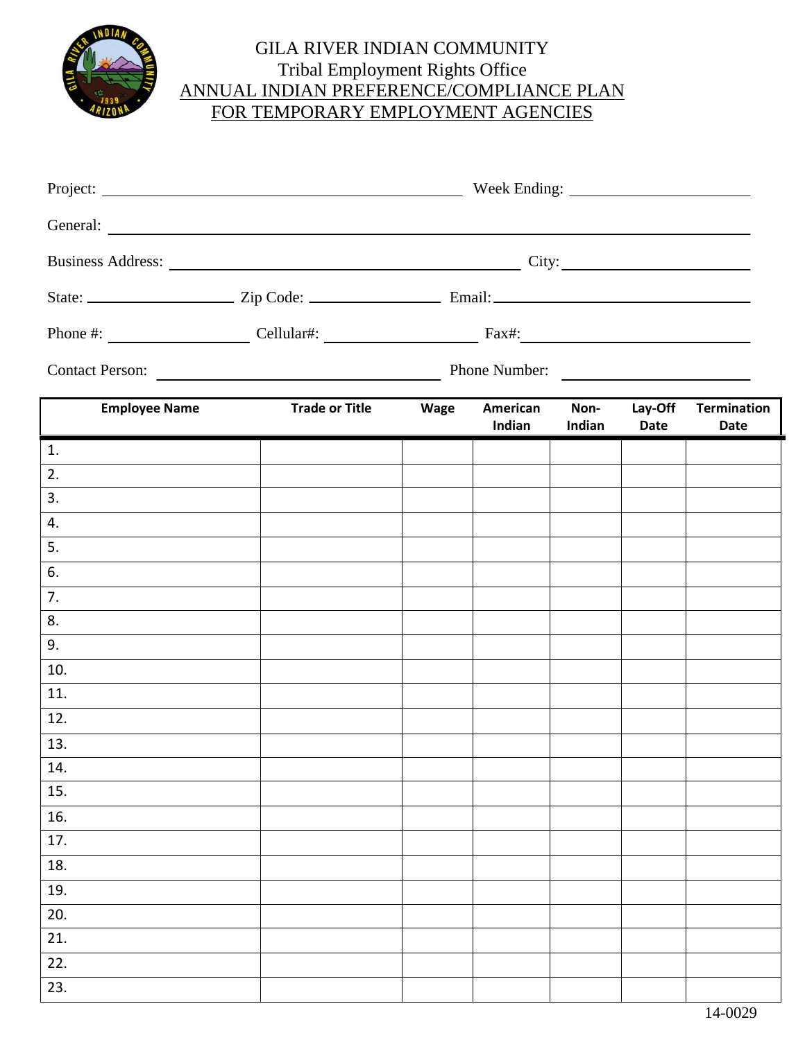# GILA RIVER INDIAN COMMUNITY
## Tribal Employment Rights Office
## ANNUAL INDIAN PREFERENCE/COMPLIANCE PLAN FOR TEMPORARY EMPLOYMENT AGENCIES

Project: ______________________________ Week Ending: ______________________

General: ____________________________________________________________

Business Address: ______________________________ City: ______________________

State: ______________ Zip Code: ______________ Email: ______________________

Phone #: ______________ Cellular#: ______________ Fax#: ______________________

Contact Person: ______________________________ Phone Number: ______________________

| Employee Name | Trade or Title | Wage | American Indian | Non-Indian | Lay-Off Date | Termination Date |
|---|---|---|---|---|---|---|
| 1. | | | | | | |
| 2. | | | | | | |
| 3. | | | | | | |
| 4. | | | | | | |
| 5. | | | | | | |
| 6. | | | | | | |
| 7. | | | | | | |
| 8. | | | | | | |
| 9. | | | | | | |
| 10. | | | | | | |
| 11. | | | | | | |
| 12. | | | | | | |
| 13. | | | | | | |
| 14. | | | | | | |
| 15. | | | | | | |
| 16. | | | | | | |
| 17. | | | | | | |
| 18. | | | | | | |
| 19. | | | | | | |
| 20. | | | | | | |
| 21. | | | | | | |
| 22. | | | | | | |
| 23. | | | | | | |

14-0029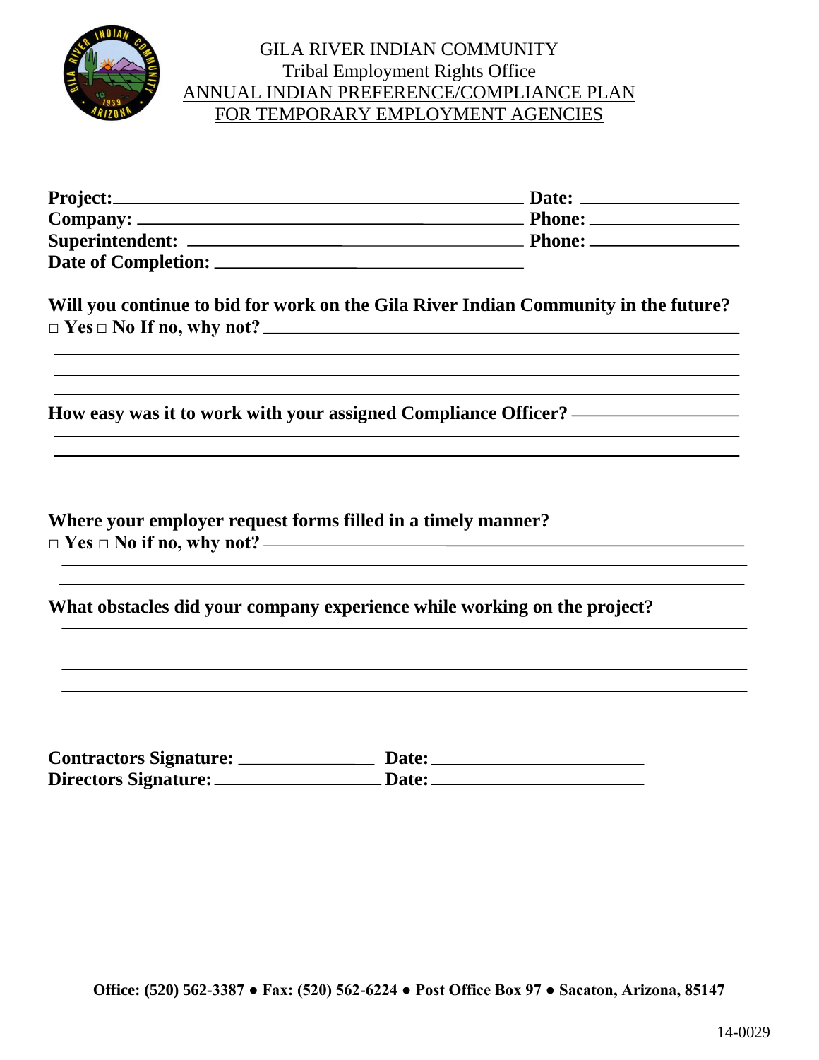GILA RIVER INDIAN COMMUNITY
Tribal Employment Rights Office
ANNUAL INDIAN PREFERENCE/COMPLIANCE PLAN
FOR TEMPORARY EMPLOYMENT AGENCIES

**Project:**\_\_\_\_\_\_\_\_\_\_\_\_\_\_\_\_\_\_\_\_\_\_\_\_\_\_\_\_\_\_\_\_\_\_\_\_\_\_\_\_\_\_\_\_ **Date:** \_\_\_\_\_\_\_\_\_\_\_\_\_\_\_\_
**Company:** \_\_\_\_\_\_\_\_\_\_\_\_\_\_\_\_\_\_\_\_\_\_\_\_\_\_\_\_\_\_\_\_\_\_\_\_\_\_\_\_\_\_ **Phone:** \_\_\_\_\_\_\_\_\_\_\_\_\_\_\_\_
**Superintendent:** \_\_\_\_\_\_\_\_\_\_\_\_\_\_\_\_\_\_\_\_\_\_\_\_\_\_\_\_\_\_\_\_\_\_\_\_\_ **Phone:** \_\_\_\_\_\_\_\_\_\_\_\_\_\_\_\_
**Date of Completion:** \_\_\_\_\_\_\_\_\_\_\_\_\_\_\_\_\_\_\_\_\_\_\_\_\_\_\_\_\_\_\_\_\_

**Will you continue to bid for work on the Gila River Indian Community in the future?**
**□ Yes □ No If no, why not?** \_\_\_\_\_\_\_\_\_\_\_\_\_\_\_\_\_\_\_\_\_\_\_\_\_\_\_\_\_\_\_\_\_\_\_\_\_\_\_\_\_\_\_\_\_

**How easy was it to work with your assigned Compliance Officer?** \_\_\_\_\_\_\_\_\_\_\_\_\_\_\_\_\_

**Where your employer request forms filled in a timely manner?**
**□ Yes □ No if no, why not?** \_\_\_\_\_\_\_\_\_\_\_\_\_\_\_\_\_\_\_\_\_\_\_\_\_\_\_\_\_\_\_\_\_\_\_\_\_\_\_\_\_\_\_\_\_

**What obstacles did your company experience while working on the project?**

**Contractors Signature:** \_\_\_\_\_\_\_\_\_\_\_\_\_\_\_ **Date:** \_\_\_\_\_\_\_\_\_\_\_\_\_\_\_\_\_\_\_\_\_\_\_\_
**Directors Signature:** \_\_\_\_\_\_\_\_\_\_\_\_\_\_\_\_\_\_\_ **Date:** \_\_\_\_\_\_\_\_\_\_\_\_\_\_\_\_\_\_\_\_\_\_\_\_

**Office: (520) 562-3387 ● Fax: (520) 562-6224 ● Post Office Box 97 ● Sacaton, Arizona, 85147**

14-0029